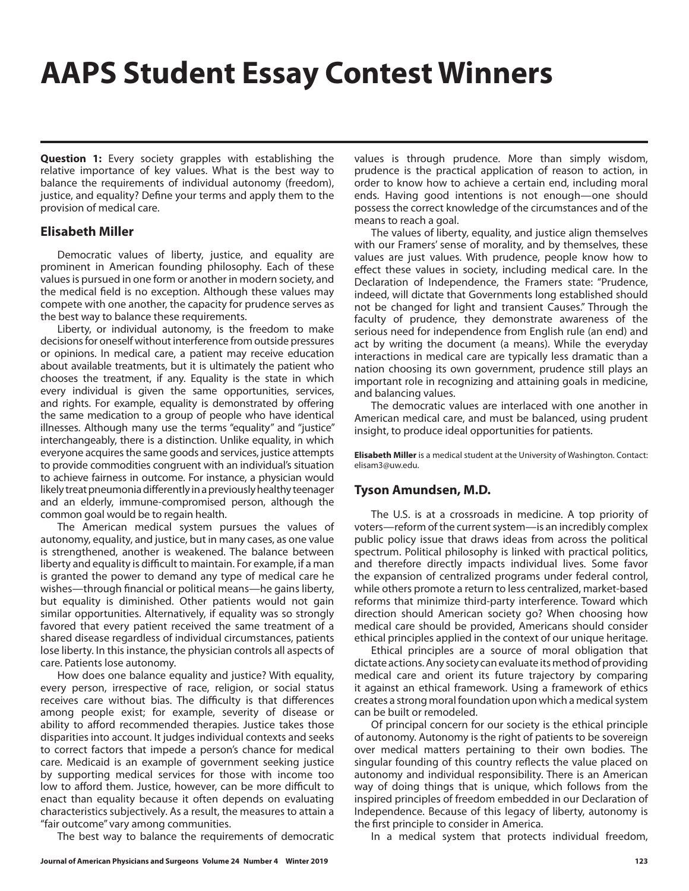# AAPS Student Essay Contest Winners

**Question 1:** Every society grapples with establishing the relative importance of key values. What is the best way to balance the requirements of individual autonomy (freedom), justice, and equality? Define your terms and apply them to the provision of medical care.

## Elisabeth Miller

Democratic values of liberty, justice, and equality are prominent in American founding philosophy. Each of these values is pursued in one form or another in modern society, and the medical field is no exception. Although these values may compete with one another, the capacity for prudence serves as the best way to balance these requirements.

Liberty, or individual autonomy, is the freedom to make decisions for oneself without interference from outside pressures or opinions. In medical care, a patient may receive education about available treatments, but it is ultimately the patient who chooses the treatment, if any. Equality is the state in which every individual is given the same opportunities, services, and rights. For example, equality is demonstrated by offering the same medication to a group of people who have identical illnesses. Although many use the terms "equality" and "justice" interchangeably, there is a distinction. Unlike equality, in which everyone acquires the same goods and services, justice attempts to provide commodities congruent with an individual's situation to achieve fairness in outcome. For instance, a physician would likely treat pneumonia differently in a previously healthy teenager and an elderly, immune-compromised person, although the common goal would be to regain health.

The American medical system pursues the values of autonomy, equality, and justice, but in many cases, as one value is strengthened, another is weakened. The balance between liberty and equality is difficult to maintain. For example, if a man is granted the power to demand any type of medical care he wishes—through financial or political means—he gains liberty, but equality is diminished. Other patients would not gain similar opportunities. Alternatively, if equality was so strongly favored that every patient received the same treatment of a shared disease regardless of individual circumstances, patients lose liberty. In this instance, the physician controls all aspects of care. Patients lose autonomy.

How does one balance equality and justice? With equality, every person, irrespective of race, religion, or social status receives care without bias. The difficulty is that differences among people exist; for example, severity of disease or ability to afford recommended therapies. Justice takes those disparities into account. It judges individual contexts and seeks to correct factors that impede a person's chance for medical care. Medicaid is an example of government seeking justice by supporting medical services for those with income too low to afford them. Justice, however, can be more difficult to enact than equality because it often depends on evaluating characteristics subjectively. As a result, the measures to attain a "fair outcome" vary among communities.

The best way to balance the requirements of democratic values is through prudence. More than simply wisdom, prudence is the practical application of reason to action, in order to know how to achieve a certain end, including moral ends. Having good intentions is not enough—one should possess the correct knowledge of the circumstances and of the means to reach a goal.

The values of liberty, equality, and justice align themselves with our Framers' sense of morality, and by themselves, these values are just values. With prudence, people know how to effect these values in society, including medical care. In the Declaration of Independence, the Framers state: "Prudence, indeed, will dictate that Governments long established should not be changed for light and transient Causes." Through the faculty of prudence, they demonstrate awareness of the serious need for independence from English rule (an end) and act by writing the document (a means). While the everyday interactions in medical care are typically less dramatic than a nation choosing its own government, prudence still plays an important role in recognizing and attaining goals in medicine, and balancing values.

The democratic values are interlaced with one another in American medical care, and must be balanced, using prudent insight, to produce ideal opportunities for patients.

**Elisabeth Miller** is a medical student at the University of Washington. Contact: elisam3@uw.edu.

## Tyson Amundsen, M.D.

The U.S. is at a crossroads in medicine. A top priority of voters—reform of the current system—is an incredibly complex public policy issue that draws ideas from across the political spectrum. Political philosophy is linked with practical politics, and therefore directly impacts individual lives. Some favor the expansion of centralized programs under federal control, while others promote a return to less centralized, market-based reforms that minimize third-party interference. Toward which direction should American society go? When choosing how medical care should be provided, Americans should consider ethical principles applied in the context of our unique heritage.

Ethical principles are a source of moral obligation that dictate actions. Any society can evaluate its method of providing medical care and orient its future trajectory by comparing it against an ethical framework. Using a framework of ethics creates a strong moral foundation upon which a medical system can be built or remodeled.

Of principal concern for our society is the ethical principle of autonomy. Autonomy is the right of patients to be sovereign over medical matters pertaining to their own bodies. The singular founding of this country reflects the value placed on autonomy and individual responsibility. There is an American way of doing things that is unique, which follows from the inspired principles of freedom embedded in our Declaration of Independence. Because of this legacy of liberty, autonomy is the first principle to consider in America.

In a medical system that protects individual freedom,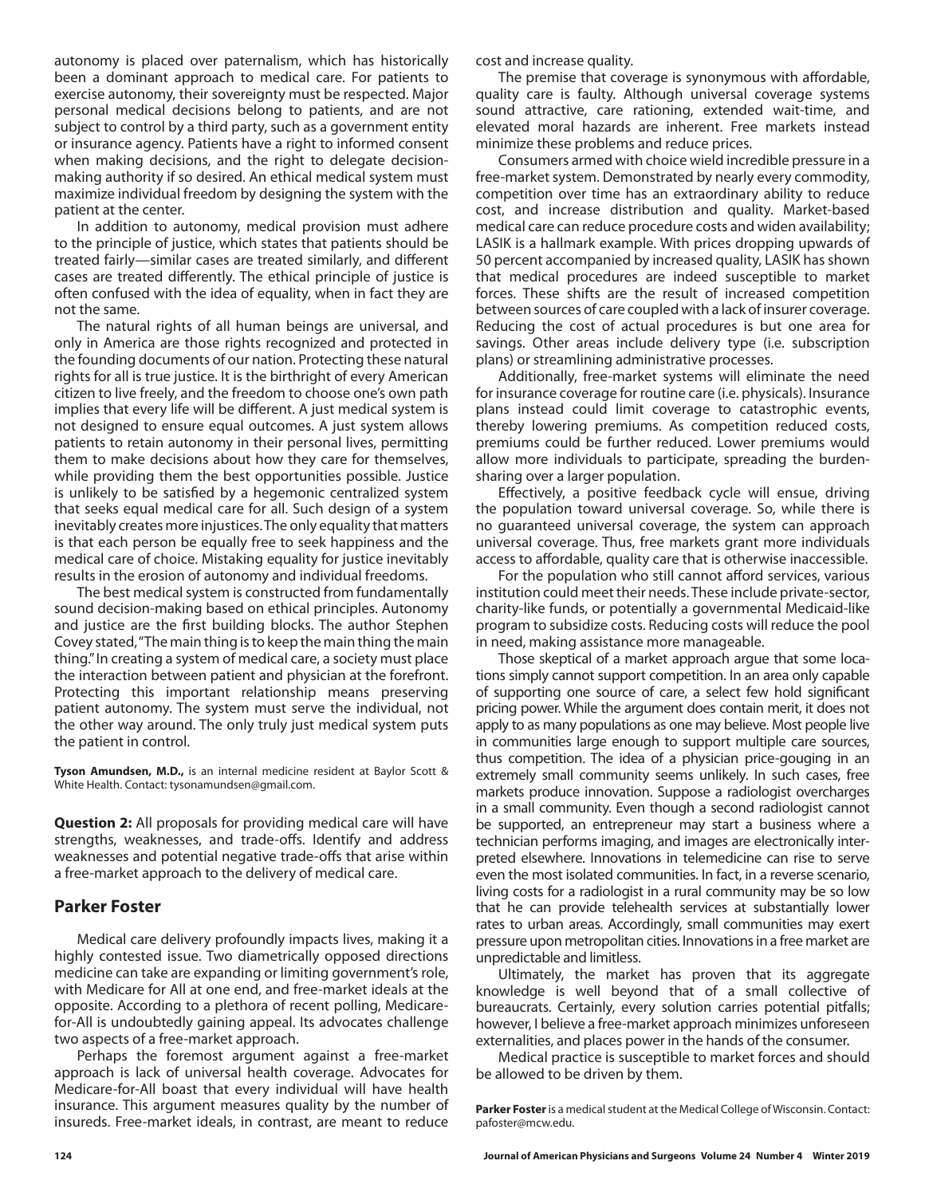autonomy is placed over paternalism, which has historically been a dominant approach to medical care. For patients to exercise autonomy, their sovereignty must be respected. Major personal medical decisions belong to patients, and are not subject to control by a third party, such as a government entity or insurance agency. Patients have a right to informed consent when making decisions, and the right to delegate decision-making authority if so desired. An ethical medical system must maximize individual freedom by designing the system with the patient at the center.

In addition to autonomy, medical provision must adhere to the principle of justice, which states that patients should be treated fairly—similar cases are treated similarly, and different cases are treated differently. The ethical principle of justice is often confused with the idea of equality, when in fact they are not the same.

The natural rights of all human beings are universal, and only in America are those rights recognized and protected in the founding documents of our nation. Protecting these natural rights for all is true justice. It is the birthright of every American citizen to live freely, and the freedom to choose one's own path implies that every life will be different. A just medical system is not designed to ensure equal outcomes. A just system allows patients to retain autonomy in their personal lives, permitting them to make decisions about how they care for themselves, while providing them the best opportunities possible. Justice is unlikely to be satisfied by a hegemonic centralized system that seeks equal medical care for all. Such design of a system inevitably creates more injustices. The only equality that matters is that each person be equally free to seek happiness and the medical care of choice. Mistaking equality for justice inevitably results in the erosion of autonomy and individual freedoms.

The best medical system is constructed from fundamentally sound decision-making based on ethical principles. Autonomy and justice are the first building blocks. The author Stephen Covey stated, "The main thing is to keep the main thing the main thing." In creating a system of medical care, a society must place the interaction between patient and physician at the forefront. Protecting this important relationship means preserving patient autonomy. The system must serve the individual, not the other way around. The only truly just medical system puts the patient in control.

**Tyson Amundsen, M.D.,** is an internal medicine resident at Baylor Scott & White Health. Contact: tysonamundsen@gmail.com.

**Question 2:** All proposals for providing medical care will have strengths, weaknesses, and trade-offs. Identify and address weaknesses and potential negative trade-offs that arise within a free-market approach to the delivery of medical care.

## Parker Foster

Medical care delivery profoundly impacts lives, making it a highly contested issue. Two diametrically opposed directions medicine can take are expanding or limiting government's role, with Medicare for All at one end, and free-market ideals at the opposite. According to a plethora of recent polling, Medicare-for-All is undoubtedly gaining appeal. Its advocates challenge two aspects of a free-market approach.

Perhaps the foremost argument against a free-market approach is lack of universal health coverage. Advocates for Medicare-for-All boast that every individual will have health insurance. This argument measures quality by the number of insureds. Free-market ideals, in contrast, are meant to reduce cost and increase quality.

The premise that coverage is synonymous with affordable, quality care is faulty. Although universal coverage systems sound attractive, care rationing, extended wait-time, and elevated moral hazards are inherent. Free markets instead minimize these problems and reduce prices.

Consumers armed with choice wield incredible pressure in a free-market system. Demonstrated by nearly every commodity, competition over time has an extraordinary ability to reduce cost, and increase distribution and quality. Market-based medical care can reduce procedure costs and widen availability; LASIK is a hallmark example. With prices dropping upwards of 50 percent accompanied by increased quality, LASIK has shown that medical procedures are indeed susceptible to market forces. These shifts are the result of increased competition between sources of care coupled with a lack of insurer coverage. Reducing the cost of actual procedures is but one area for savings. Other areas include delivery type (i.e. subscription plans) or streamlining administrative processes.

Additionally, free-market systems will eliminate the need for insurance coverage for routine care (i.e. physicals). Insurance plans instead could limit coverage to catastrophic events, thereby lowering premiums. As competition reduced costs, premiums could be further reduced. Lower premiums would allow more individuals to participate, spreading the burden-sharing over a larger population.

Effectively, a positive feedback cycle will ensue, driving the population toward universal coverage. So, while there is no guaranteed universal coverage, the system can approach universal coverage. Thus, free markets grant more individuals access to affordable, quality care that is otherwise inaccessible.

For the population who still cannot afford services, various institution could meet their needs. These include private-sector, charity-like funds, or potentially a governmental Medicaid-like program to subsidize costs. Reducing costs will reduce the pool in need, making assistance more manageable.

Those skeptical of a market approach argue that some locations simply cannot support competition. In an area only capable of supporting one source of care, a select few hold significant pricing power. While the argument does contain merit, it does not apply to as many populations as one may believe. Most people live in communities large enough to support multiple care sources, thus competition. The idea of a physician price-gouging in an extremely small community seems unlikely. In such cases, free markets produce innovation. Suppose a radiologist overcharges in a small community. Even though a second radiologist cannot be supported, an entrepreneur may start a business where a technician performs imaging, and images are electronically interpreted elsewhere. Innovations in telemedicine can rise to serve even the most isolated communities. In fact, in a reverse scenario, living costs for a radiologist in a rural community may be so low that he can provide telehealth services at substantially lower rates to urban areas. Accordingly, small communities may exert pressure upon metropolitan cities. Innovations in a free market are unpredictable and limitless.

Ultimately, the market has proven that its aggregate knowledge is well beyond that of a small collective of bureaucrats. Certainly, every solution carries potential pitfalls; however, I believe a free-market approach minimizes unforeseen externalities, and places power in the hands of the consumer.

Medical practice is susceptible to market forces and should be allowed to be driven by them.

**Parker Foster** is a medical student at the Medical College of Wisconsin. Contact: pafoster@mcw.edu.